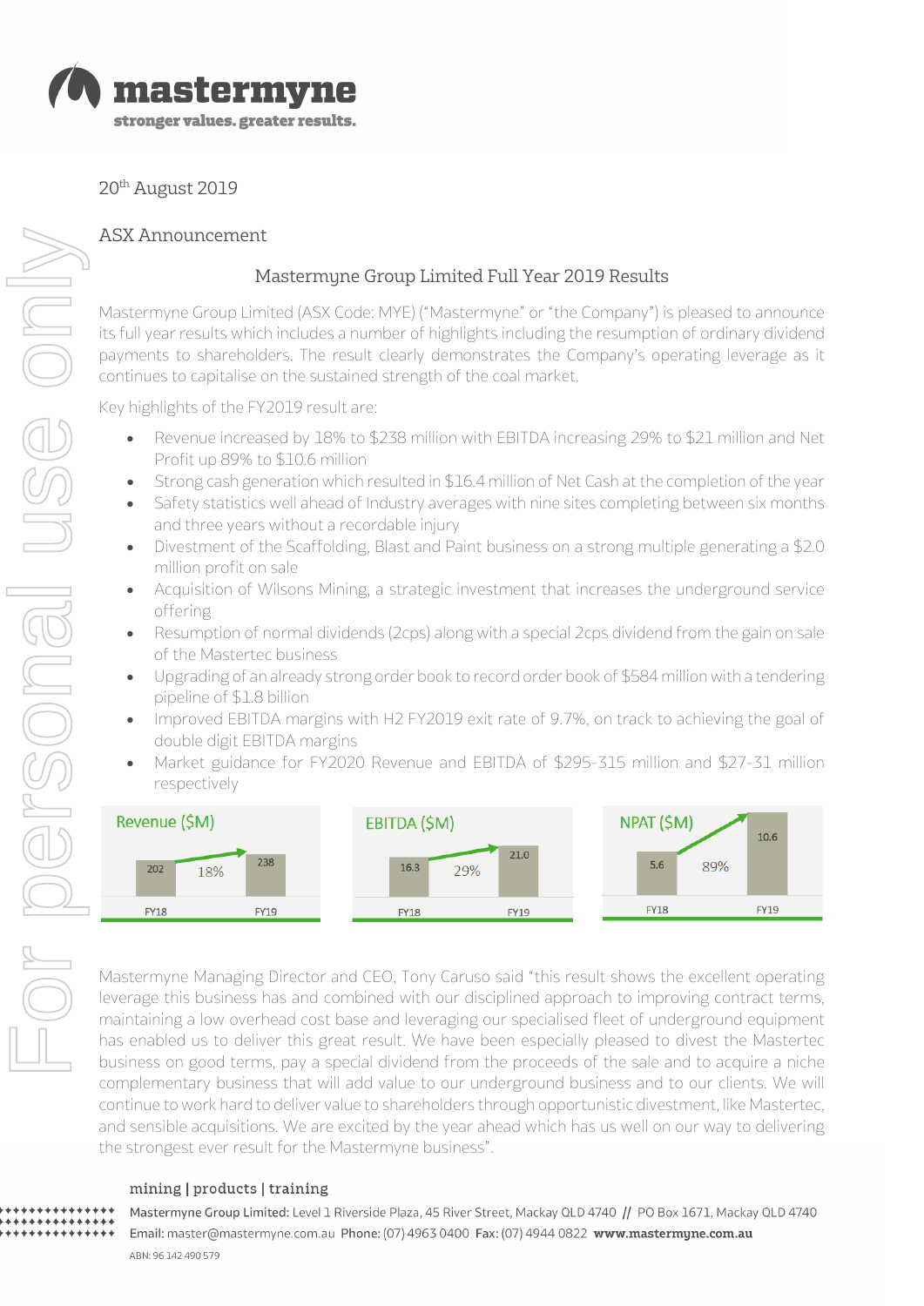20th August 2019

ASX Announcement

## Mastermyne Group Limited Full Year 2019 Results

Mastermyne Group Limited (ASX Code: MYE) ("Mastermyne" or "the Company") is pleased to announce its full year results which includes a number of highlights including the resumption of ordinary dividend payments to shareholders. The result clearly demonstrates the Company's operating leverage as it continues to capitalise on the sustained strength of the coal market.

Key highlights of the FY2019 result are:

- Revenue increased by 18% to $238 million with EBITDA increasing 29% to $21 million and Net Profit up 89% to $10.6 million
- Strong cash generation which resulted in $16.4 million of Net Cash at the completion of the year
- Safety statistics well ahead of Industry averages with nine sites completing between six months and three years without a recordable injury
- Divestment of the Scaffolding, Blast and Paint business on a strong multiple generating a $2.0 million profit on sale
- Acquisition of Wilsons Mining, a strategic investment that increases the underground service offering
- Resumption of normal dividends (2cps) along with a special 2cps dividend from the gain on sale of the Mastertec business
- Upgrading of an already strong order book to record order book of $584 million with a tendering pipeline of $1.8 billion
- Improved EBITDA margins with H2 FY2019 exit rate of 9.7%, on track to achieving the goal of double digit EBITDA margins
- Market guidance for FY2020 Revenue and EBITDA of $295-315 million and $27-31 million respectively

| | FY18 | FY19 | Change |
|---|---|---|---|
| Revenue ($M) | 202 | 238 | 18% |
| EBITDA ($M) | 16.3 | 21.0 | 29% |
| NPAT ($M) | 5.6 | 10.6 | 89% |

Mastermyne Managing Director and CEO, Tony Caruso said "this result shows the excellent operating leverage this business has and combined with our disciplined approach to improving contract terms, maintaining a low overhead cost base and leveraging our specialised fleet of underground equipment has enabled us to deliver this great result. We have been especially pleased to divest the Mastertec business on good terms, pay a special dividend from the proceeds of the sale and to acquire a niche complementary business that will add value to our underground business and to our clients. We will continue to work hard to deliver value to shareholders through opportunistic divestment, like Mastertec, and sensible acquisitions. We are excited by the year ahead which has us well on our way to delivering the strongest ever result for the Mastermyne business".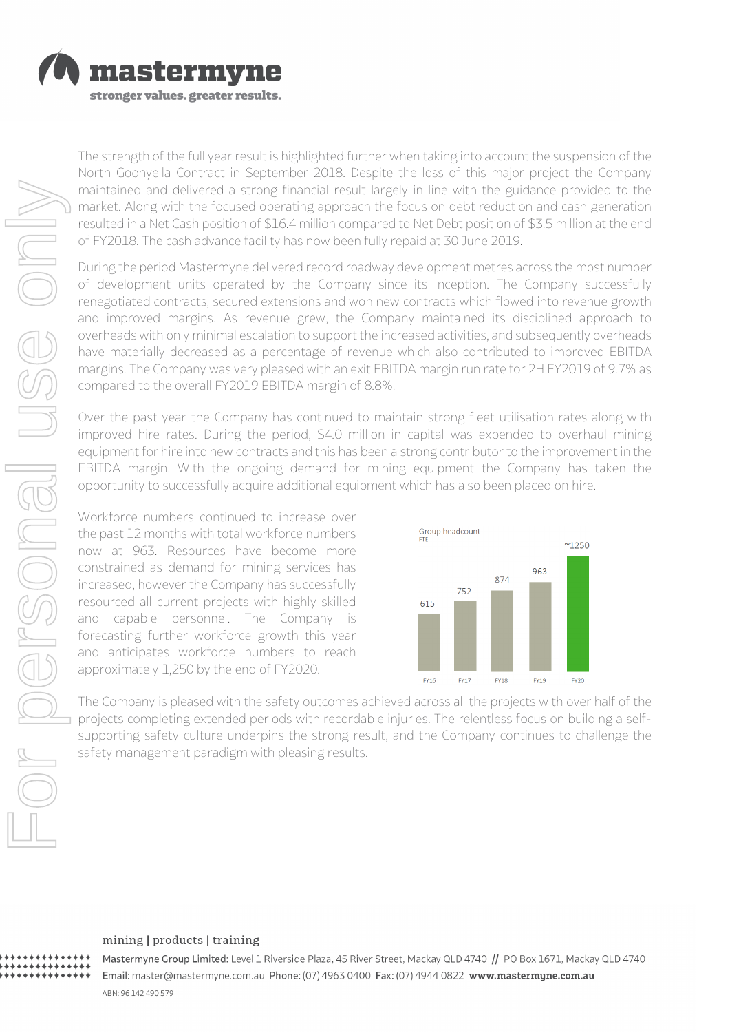The strength of the full year result is highlighted further when taking into account the suspension of the North Goonyella Contract in September 2018. Despite the loss of this major project the Company maintained and delivered a strong financial result largely in line with the guidance provided to the market. Along with the focused operating approach the focus on debt reduction and cash generation resulted in a Net Cash position of $16.4 million compared to Net Debt position of $3.5 million at the end of FY2018. The cash advance facility has now been fully repaid at 30 June 2019.

During the period Mastermyne delivered record roadway development metres across the most number of development units operated by the Company since its inception. The Company successfully renegotiated contracts, secured extensions and won new contracts which flowed into revenue growth and improved margins. As revenue grew, the Company maintained its disciplined approach to overheads with only minimal escalation to support the increased activities, and subsequently overheads have materially decreased as a percentage of revenue which also contributed to improved EBITDA margins. The Company was very pleased with an exit EBITDA margin run rate for 2H FY2019 of 9.7% as compared to the overall FY2019 EBITDA margin of 8.8%.

Over the past year the Company has continued to maintain strong fleet utilisation rates along with improved hire rates. During the period, $4.0 million in capital was expended to overhaul mining equipment for hire into new contracts and this has been a strong contributor to the improvement in the EBITDA margin. With the ongoing demand for mining equipment the Company has taken the opportunity to successfully acquire additional equipment which has also been placed on hire.

Workforce numbers continued to increase over the past 12 months with total workforce numbers now at 963. Resources have become more constrained as demand for mining services has increased, however the Company has successfully resourced all current projects with highly skilled and capable personnel. The Company is forecasting further workforce growth this year and anticipates workforce numbers to reach approximately 1,250 by the end of FY2020.

Group headcount
FTE

| FY16 | FY17 | FY18 | FY19 | FY20 |
|---|---|---|---|---|
| 615 | 752 | 874 | 963 | ~1250 |

The Company is pleased with the safety outcomes achieved across all the projects with over half of the projects completing extended periods with recordable injuries. The relentless focus on building a self-supporting safety culture underpins the strong result, and the Company continues to challenge the safety management paradigm with pleasing results.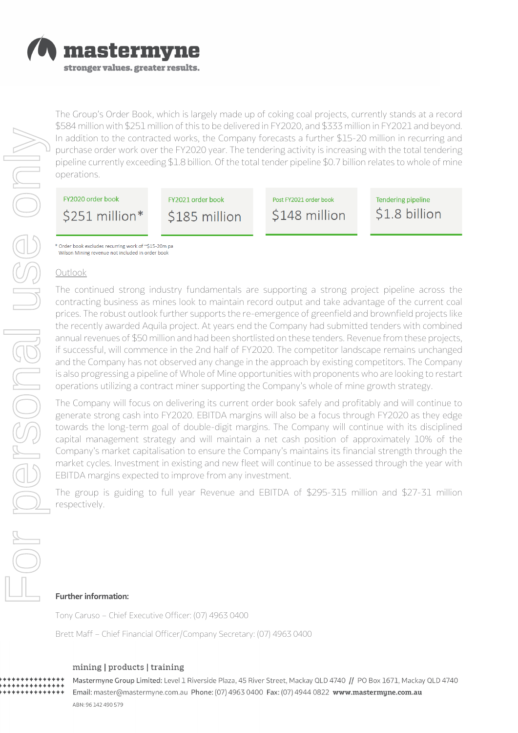The Group's Order Book, which is largely made up of coking coal projects, currently stands at a record $584 million with $251 million of this to be delivered in FY2020, and $333 million in FY2021 and beyond. In addition to the contracted works, the Company forecasts a further $15-20 million in recurring and purchase order work over the FY2020 year. The tendering activity is increasing with the total tendering pipeline currently exceeding $1.8 billion. Of the total tender pipeline $0.7 billion relates to whole of mine operations.

| FY2020 order book | FY2021 order book | Post FY2021 order book | Tendering pipeline |
|---|---|---|---|
| $251 million* | $185 million | $148 million | $1.8 billion |

\* Order book excludes recurring work of ~$15-20m pa
Wilson Mining revenue not included in order book

Outlook

The continued strong industry fundamentals are supporting a strong project pipeline across the contracting business as mines look to maintain record output and take advantage of the current coal prices. The robust outlook further supports the re-emergence of greenfield and brownfield projects like the recently awarded Aquila project. At years end the Company had submitted tenders with combined annual revenues of $50 million and had been shortlisted on these tenders. Revenue from these projects, if successful, will commence in the 2nd half of FY2020. The competitor landscape remains unchanged and the Company has not observed any change in the approach by existing competitors. The Company is also progressing a pipeline of Whole of Mine opportunities with proponents who are looking to restart operations utilizing a contract miner supporting the Company's whole of mine growth strategy.

The Company will focus on delivering its current order book safely and profitably and will continue to generate strong cash into FY2020. EBITDA margins will also be a focus through FY2020 as they edge towards the long-term goal of double-digit margins. The Company will continue with its disciplined capital management strategy and will maintain a net cash position of approximately 10% of the Company's market capitalisation to ensure the Company's maintains its financial strength through the market cycles. Investment in existing and new fleet will continue to be assessed through the year with EBITDA margins expected to improve from any investment.

The group is guiding to full year Revenue and EBITDA of $295-315 million and $27-31 million respectively.

**Further information:**

Tony Caruso – Chief Executive Officer: (07) 4963 0400

Brett Maff – Chief Financial Officer/Company Secretary: (07) 4963 0400